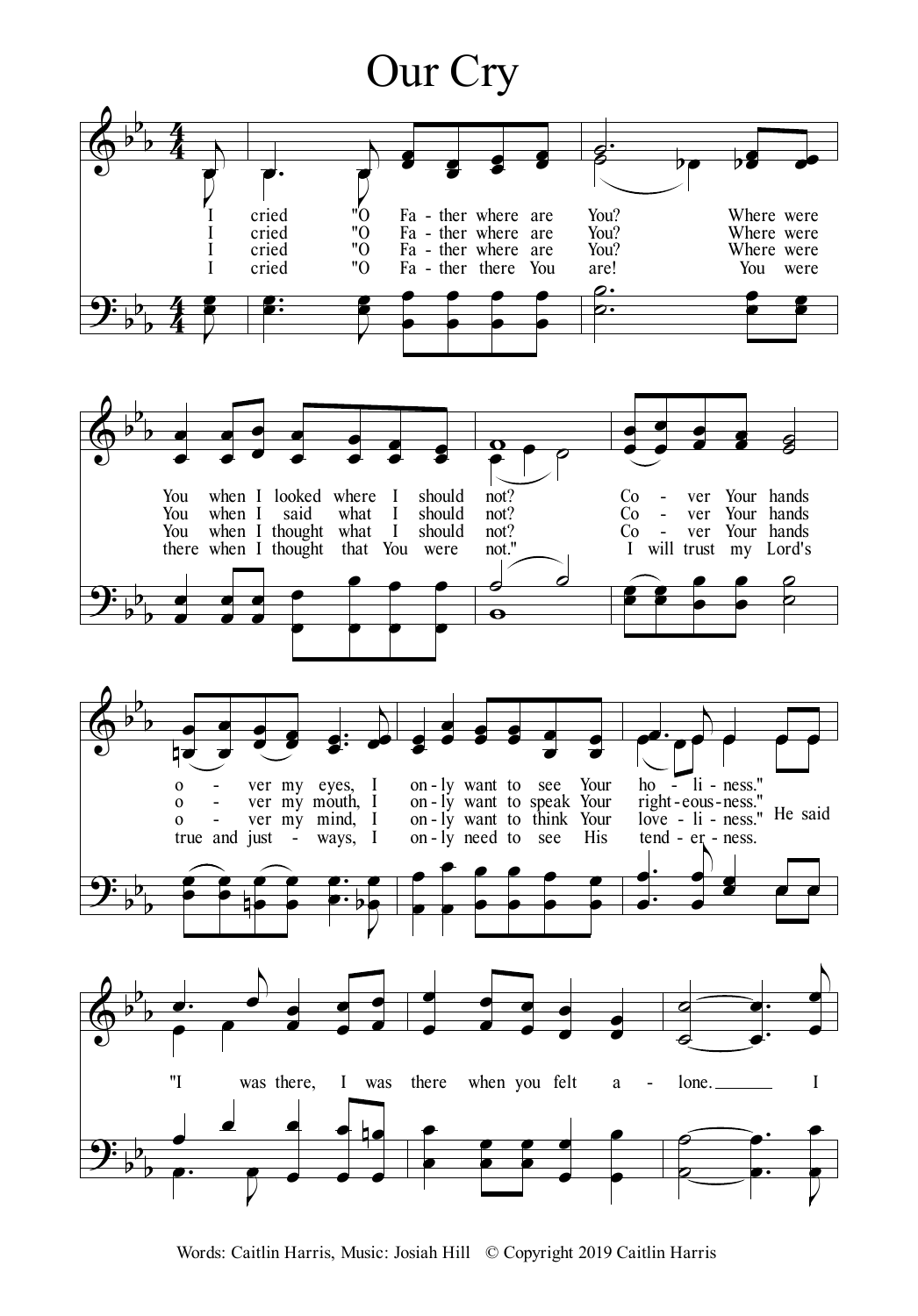# Our Cry

I cried "O Fa - ther where are You? Where were You when I looked where I should not? Co - ver Your hands o - ver my eyes, I on - ly want to see Your ho - li - ness."

I cried "O Fa - ther where are You? Where were You when I said what I should not? Co - ver Your hands o - ver my mouth, I on - ly want to speak Your right - eous - ness."

I cried "O Fa - ther where are You? Where were You when I thought what I should not? Co - ver Your hands o - ver my mind, I on - ly want to think Your love - li - ness." He said

I cried "O Fa - ther there You are! You were there when I thought that You were not." I will trust my Lord's true and just - ways, I on - ly need to see His tend - er - ness.

"I was there, I was there when you felt a - lone. I

Words: Caitlin Harris, Music: Josiah Hill © Copyright 2019 Caitlin Harris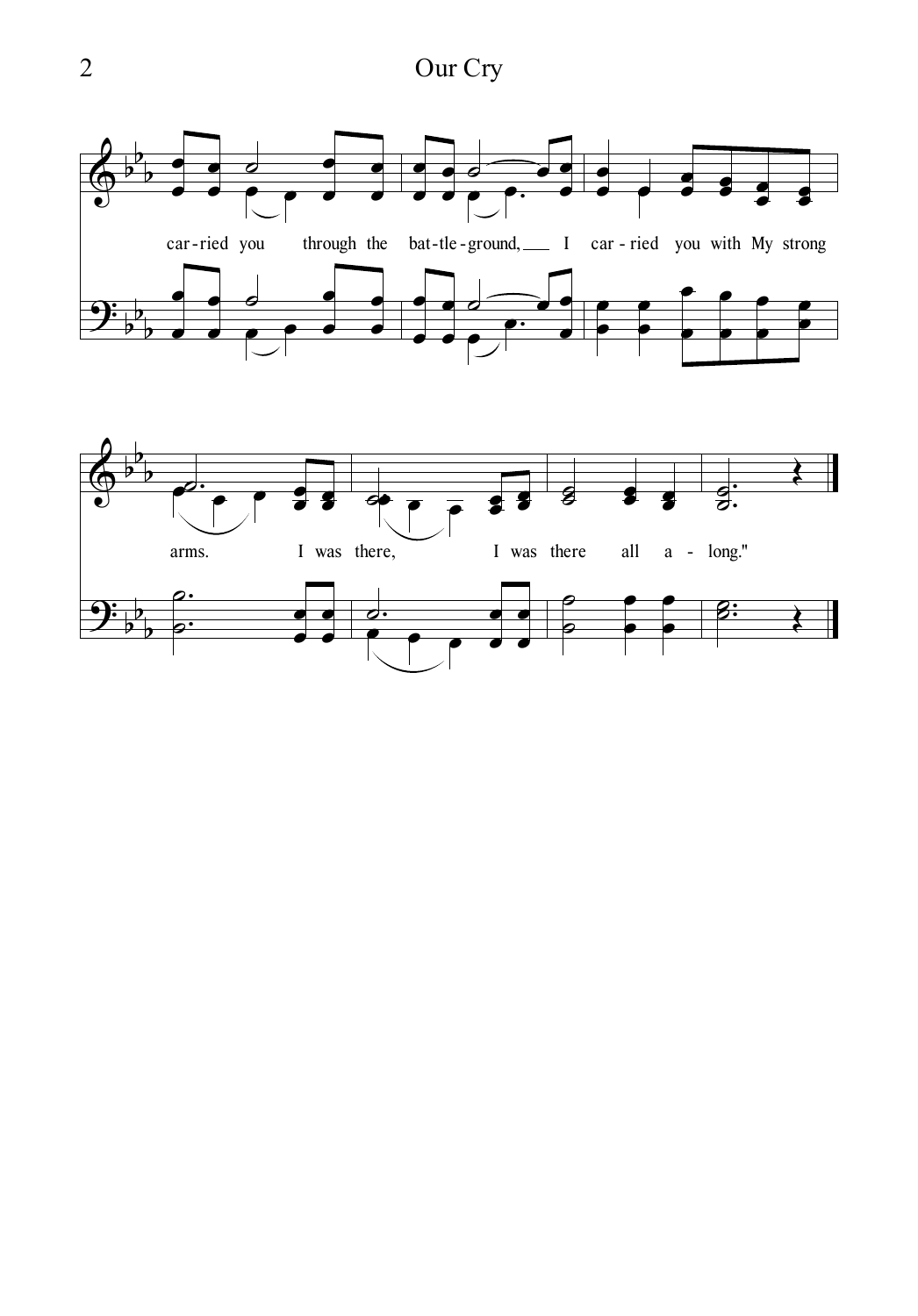car-ried you through the bat-tle-ground, I car-ried you with My strong

arms. I was there, I was there all a - long."